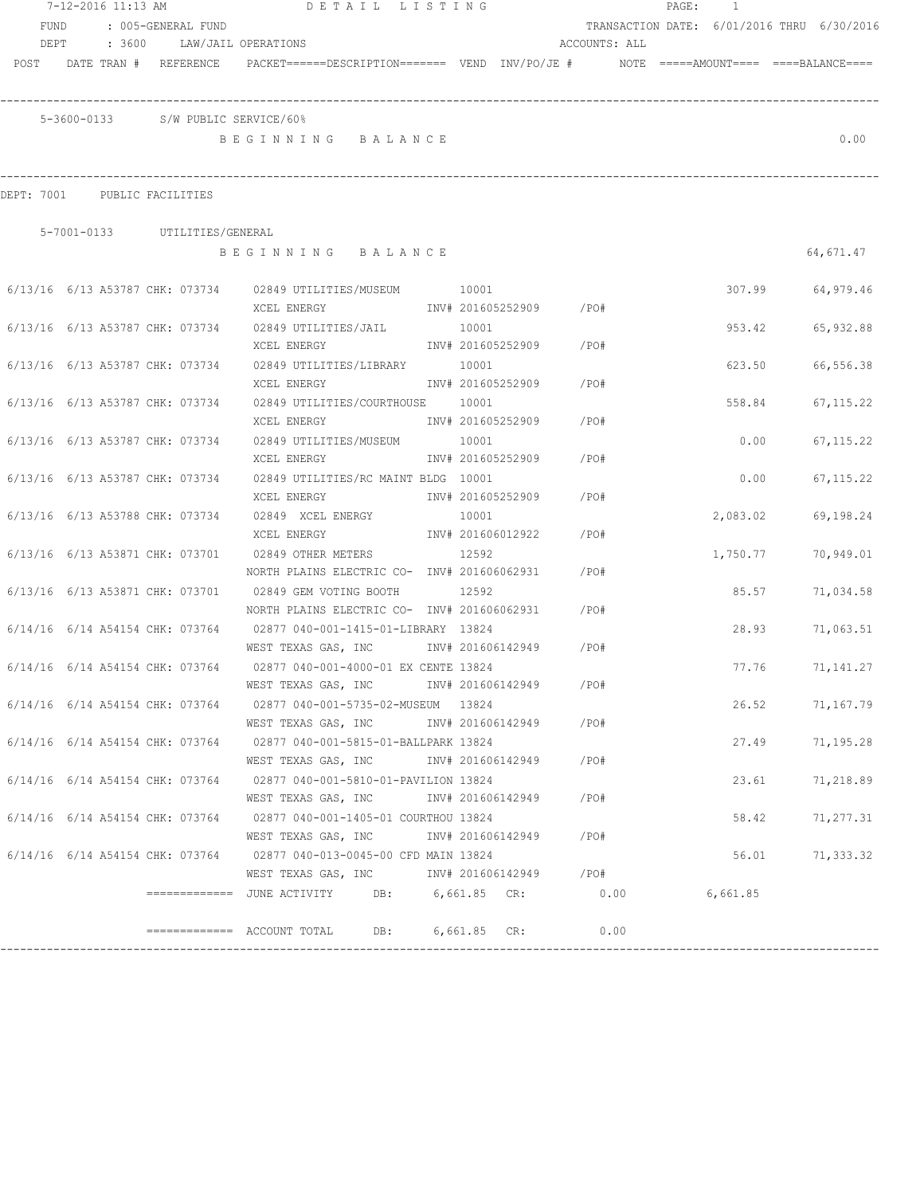7-12-2016 11:13 AM DETAIL LISTING

FUND : 005-GENERAL FUND TRANSACTION DATE: 6/01/2016 THRU 6/30/2016

DEPT : 3600 LAW/JAIL OPERATIONS ACCOUNTS: ALL

| POST | DATE TRAN # | REFERENCE | PACKET======DESCRIPTION======= | VEND | INV/PO/JE # | NOTE | =====AMOUNT==== | ====BALANCE==== |
|---|---|---|---|---|---|---|---|---|

5-3600-0133 S/W PUBLIC SERVICE/60%

BEGINNING BALANCE 0.00

DEPT: 7001 PUBLIC FACILITIES

5-7001-0133 UTILITIES/GENERAL

BEGINNING BALANCE 64,671.47

| POST | DATE TRAN # | REFERENCE | PACKET======DESCRIPTION======= | VEND | INV/PO/JE # | NOTE | =====AMOUNT==== | ====BALANCE==== |
|---|---|---|---|---|---|---|---|---|
| 6/13/16 | 6/13 A53787 | CHK: 073734 | 02849 UTILITIES/MUSEUM<br>XCEL ENERGY | 10001 | INV# 201605252909 /PO# | | 307.99 | 64,979.46 |
| 6/13/16 | 6/13 A53787 | CHK: 073734 | 02849 UTILITIES/JAIL<br>XCEL ENERGY | 10001 | INV# 201605252909 /PO# | | 953.42 | 65,932.88 |
| 6/13/16 | 6/13 A53787 | CHK: 073734 | 02849 UTILITIES/LIBRARY<br>XCEL ENERGY | 10001 | INV# 201605252909 /PO# | | 623.50 | 66,556.38 |
| 6/13/16 | 6/13 A53787 | CHK: 073734 | 02849 UTILITIES/COURTHOUSE<br>XCEL ENERGY | 10001 | INV# 201605252909 /PO# | | 558.84 | 67,115.22 |
| 6/13/16 | 6/13 A53787 | CHK: 073734 | 02849 UTILITIES/MUSEUM<br>XCEL ENERGY | 10001 | INV# 201605252909 /PO# | | 0.00 | 67,115.22 |
| 6/13/16 | 6/13 A53787 | CHK: 073734 | 02849 UTILITIES/RC MAINT BLDG<br>XCEL ENERGY | 10001 | INV# 201605252909 /PO# | | 0.00 | 67,115.22 |
| 6/13/16 | 6/13 A53788 | CHK: 073734 | 02849 XCEL ENERGY<br>XCEL ENERGY | 10001 | INV# 201606012922 /PO# | | 2,083.02 | 69,198.24 |
| 6/13/16 | 6/13 A53871 | CHK: 073701 | 02849 OTHER METERS<br>NORTH PLAINS ELECTRIC CO- | 12592 | INV# 201606062931 /PO# | | 1,750.77 | 70,949.01 |
| 6/13/16 | 6/13 A53871 | CHK: 073701 | 02849 GEM VOTING BOOTH<br>NORTH PLAINS ELECTRIC CO- | 12592 | INV# 201606062931 /PO# | | 85.57 | 71,034.58 |
| 6/14/16 | 6/14 A54154 | CHK: 073764 | 02877 040-001-1415-01-LIBRARY<br>WEST TEXAS GAS, INC | 13824 | INV# 201606142949 /PO# | | 28.93 | 71,063.51 |
| 6/14/16 | 6/14 A54154 | CHK: 073764 | 02877 040-001-4000-01 EX CENTE<br>WEST TEXAS GAS, INC | 13824 | INV# 201606142949 /PO# | | 77.76 | 71,141.27 |
| 6/14/16 | 6/14 A54154 | CHK: 073764 | 02877 040-001-5735-02-MUSEUM<br>WEST TEXAS GAS, INC | 13824 | INV# 201606142949 /PO# | | 26.52 | 71,167.79 |
| 6/14/16 | 6/14 A54154 | CHK: 073764 | 02877 040-001-5815-01-BALLPARK<br>WEST TEXAS GAS, INC | 13824 | INV# 201606142949 /PO# | | 27.49 | 71,195.28 |
| 6/14/16 | 6/14 A54154 | CHK: 073764 | 02877 040-001-5810-01-PAVILION<br>WEST TEXAS GAS, INC | 13824 | INV# 201606142949 /PO# | | 23.61 | 71,218.89 |
| 6/14/16 | 6/14 A54154 | CHK: 073764 | 02877 040-001-1405-01 COURTHOU<br>WEST TEXAS GAS, INC | 13824 | INV# 201606142949 /PO# | | 58.42 | 71,277.31 |
| 6/14/16 | 6/14 A54154 | CHK: 073764 | 02877 040-013-0045-00 CFD MAIN<br>WEST TEXAS GAS, INC | 13824 | INV# 201606142949 /PO# | | 56.01 | 71,333.32 |

============= JUNE ACTIVITY DB: 6,661.85 CR: 0.00 6,661.85

============= ACCOUNT TOTAL DB: 6,661.85 CR: 0.00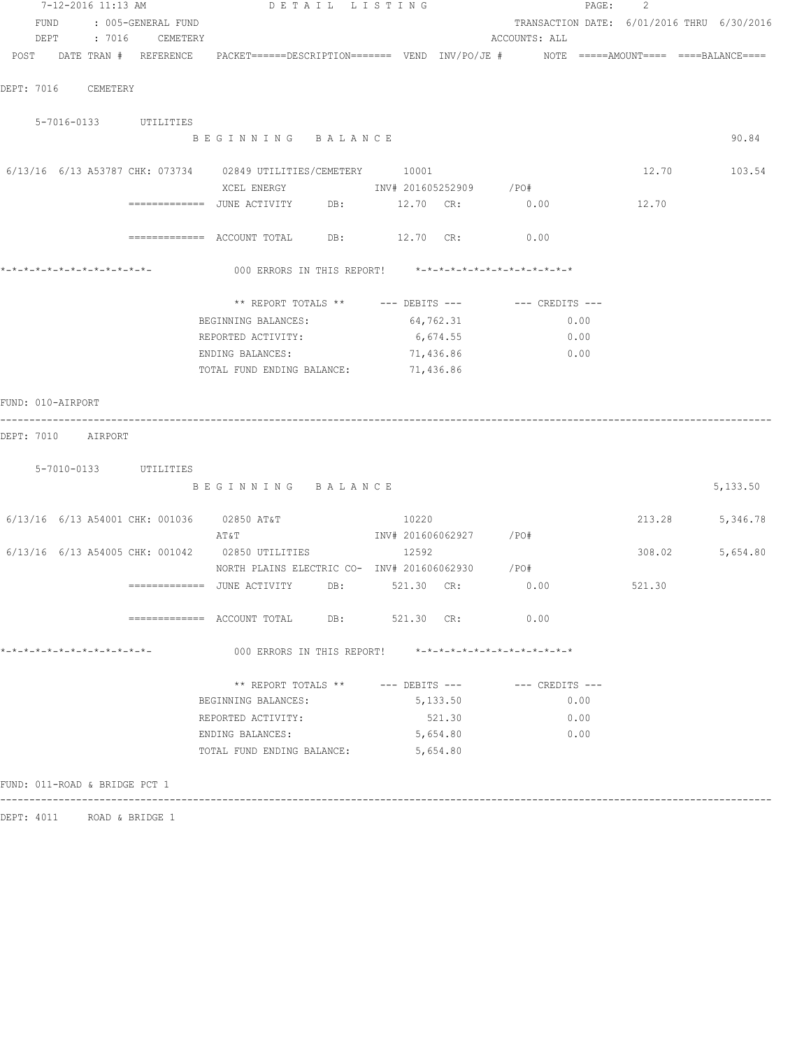7-12-2016 11:13 AM DETAIL LISTING

FUND : 005-GENERAL FUND TRANSACTION DATE: 6/01/2016 THRU 6/30/2016
DEPT : 7016 CEMETERY ACCOUNTS: ALL

```
POST   DATE TRAN #  REFERENCE   PACKET======DESCRIPTION=======  VEND  INV/PO/JE #       NOTE  =====AMOUNT====  ====BALANCE====

DEPT: 7016    CEMETERY

    5-7016-0133       UTILITIES
                    B E G I N N I N G   B A L A N C E                                                                  90.84

 6/13/16  6/13 A53787 CHK: 073734    02849 UTILITIES/CEMETERY       10001                                    12.70          103.54
                    XCEL ENERGY                INV# 201605252909     /PO#
              ============= JUNE ACTIVITY     DB:        12.70  CR:           0.00                12.70

              ============= ACCOUNT TOTAL     DB:        12.70  CR:           0.00

*-*-*-*-*-*-*-*-*-*-*-*-*-           000 ERRORS IN THIS REPORT!    *-*-*-*-*-*-*-*-*-*-*-*-*-*

                    ** REPORT TOTALS **      --- DEBITS ---         --- CREDITS ---
                    BEGINNING BALANCES:           64,762.31                 0.00
                    REPORTED ACTIVITY:             6,674.55                 0.00
                    ENDING BALANCES:              71,436.86                 0.00
                    TOTAL FUND ENDING BALANCE:    71,436.86

FUND: 010-AIRPORT
------------------------------------------------------------------------------------------------------------------------------
DEPT: 7010    AIRPORT

    5-7010-0133       UTILITIES
                    B E G I N N I N G   B A L A N C E                                                               5,133.50

 6/13/16  6/13 A54001 CHK: 001036    02850 AT&T                      10220                                   213.28        5,346.78
                    AT&T                       INV# 201606062927     /PO#
 6/13/16  6/13 A54005 CHK: 001042    02850 UTILITIES                 12592                                   308.02        5,654.80
                    NORTH PLAINS ELECTRIC CO-  INV# 201606062930     /PO#
              ============= JUNE ACTIVITY     DB:       521.30  CR:           0.00               521.30

              ============= ACCOUNT TOTAL     DB:       521.30  CR:           0.00

*-*-*-*-*-*-*-*-*-*-*-*-*-           000 ERRORS IN THIS REPORT!    *-*-*-*-*-*-*-*-*-*-*-*-*-*

                    ** REPORT TOTALS **      --- DEBITS ---         --- CREDITS ---
                    BEGINNING BALANCES:            5,133.50                 0.00
                    REPORTED ACTIVITY:               521.30                 0.00
                    ENDING BALANCES:               5,654.80                 0.00
                    TOTAL FUND ENDING BALANCE:     5,654.80

FUND: 011-ROAD & BRIDGE PCT 1
------------------------------------------------------------------------------------------------------------------------------
DEPT: 4011    ROAD & BRIDGE 1
```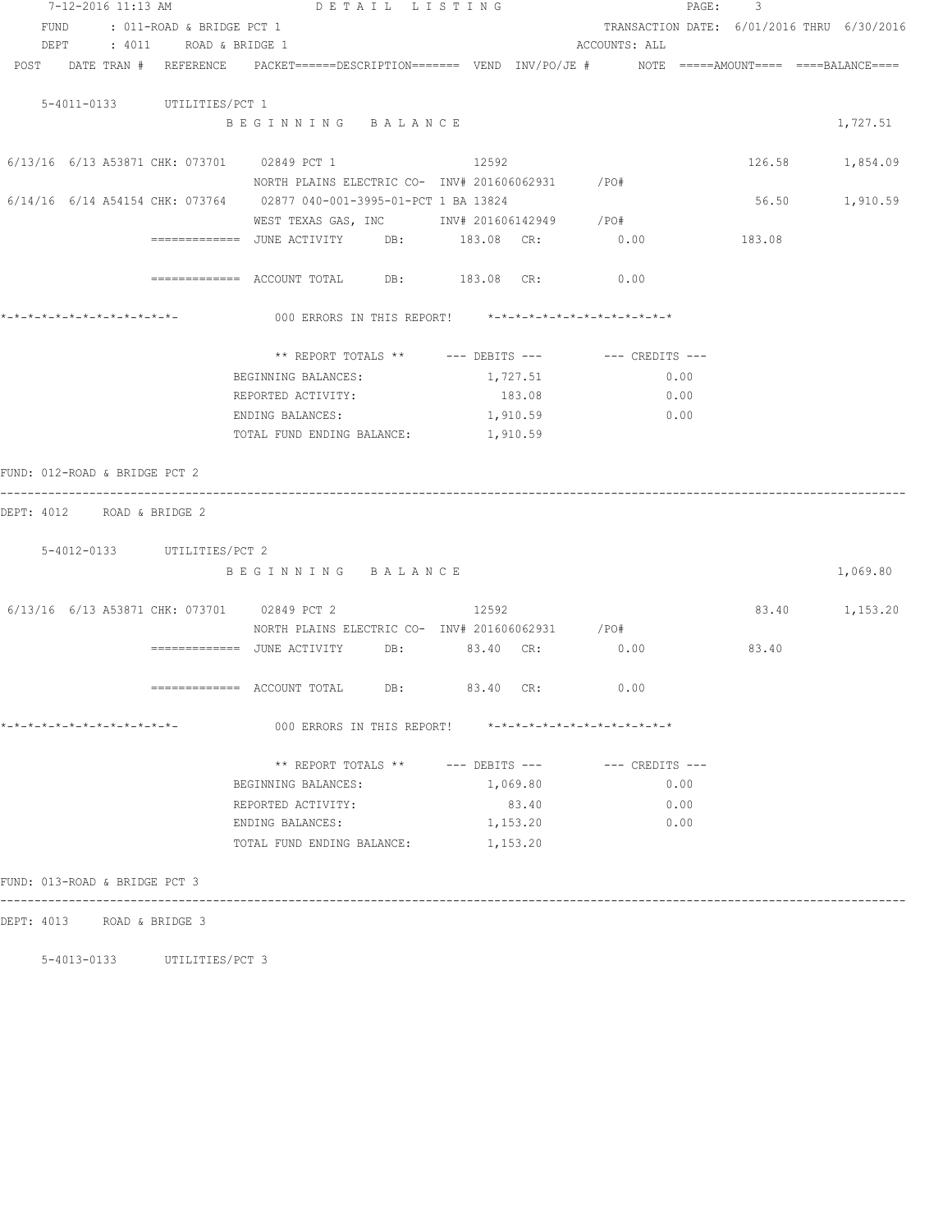7-12-2016 11:13 AM DETAIL LISTING

FUND : 011-ROAD & BRIDGE PCT 1 TRANSACTION DATE: 6/01/2016 THRU 6/30/2016

DEPT : 4011 ROAD & BRIDGE 1 ACCOUNTS: ALL

POST DATE TRAN # REFERENCE PACKET======DESCRIPTION======= VEND INV/PO/JE # NOTE =====AMOUNT==== ====BALANCE====

5-4011-0133 UTILITIES/PCT 1

| POST | DATE | TRAN # | REFERENCE | PACKET / DESCRIPTION | VEND | INV/PO/JE # | AMOUNT | BALANCE |
|---|---|---|---|---|---|---|---|---|
| | | | | BEGINNING BALANCE | | | | 1,727.51 |
| 6/13/16 | 6/13 | A53871 | CHK: 073701 | 02849 PCT 1<br>NORTH PLAINS ELECTRIC CO- | 12592 | INV# 201606062931 /PO# | 126.58 | 1,854.09 |
| 6/14/16 | 6/14 | A54154 | CHK: 073764 | 02877 040-001-3995-01-PCT 1 BA 13824<br>WEST TEXAS GAS, INC | | INV# 201606142949 /PO# | 56.50 | 1,910.59 |

============= JUNE ACTIVITY DB: 183.08 CR: 0.00 183.08

============= ACCOUNT TOTAL DB: 183.08 CR: 0.00

*-*-*-*-*-*-*-*-*-*-*-*-*- 000 ERRORS IN THIS REPORT! *-*-*-*-*-*-*-*-*-*-*-*-*-*

| ** REPORT TOTALS ** | --- DEBITS --- | --- CREDITS --- |
|---|---|---|
| BEGINNING BALANCES: | 1,727.51 | 0.00 |
| REPORTED ACTIVITY: | 183.08 | 0.00 |
| ENDING BALANCES: | 1,910.59 | 0.00 |
| TOTAL FUND ENDING BALANCE: | 1,910.59 | |

FUND: 012-ROAD & BRIDGE PCT 2

DEPT: 4012 ROAD & BRIDGE 2

5-4012-0133 UTILITIES/PCT 2

| POST | DATE | TRAN # | REFERENCE | PACKET / DESCRIPTION | VEND | INV/PO/JE # | AMOUNT | BALANCE |
|---|---|---|---|---|---|---|---|---|
| | | | | BEGINNING BALANCE | | | | 1,069.80 |
| 6/13/16 | 6/13 | A53871 | CHK: 073701 | 02849 PCT 2<br>NORTH PLAINS ELECTRIC CO- | 12592 | INV# 201606062931 /PO# | 83.40 | 1,153.20 |

============= JUNE ACTIVITY DB: 83.40 CR: 0.00 83.40

============= ACCOUNT TOTAL DB: 83.40 CR: 0.00

*-*-*-*-*-*-*-*-*-*-*-*-*- 000 ERRORS IN THIS REPORT! *-*-*-*-*-*-*-*-*-*-*-*-*-*

| ** REPORT TOTALS ** | --- DEBITS --- | --- CREDITS --- |
|---|---|---|
| BEGINNING BALANCES: | 1,069.80 | 0.00 |
| REPORTED ACTIVITY: | 83.40 | 0.00 |
| ENDING BALANCES: | 1,153.20 | 0.00 |
| TOTAL FUND ENDING BALANCE: | 1,153.20 | |

FUND: 013-ROAD & BRIDGE PCT 3

DEPT: 4013 ROAD & BRIDGE 3

5-4013-0133 UTILITIES/PCT 3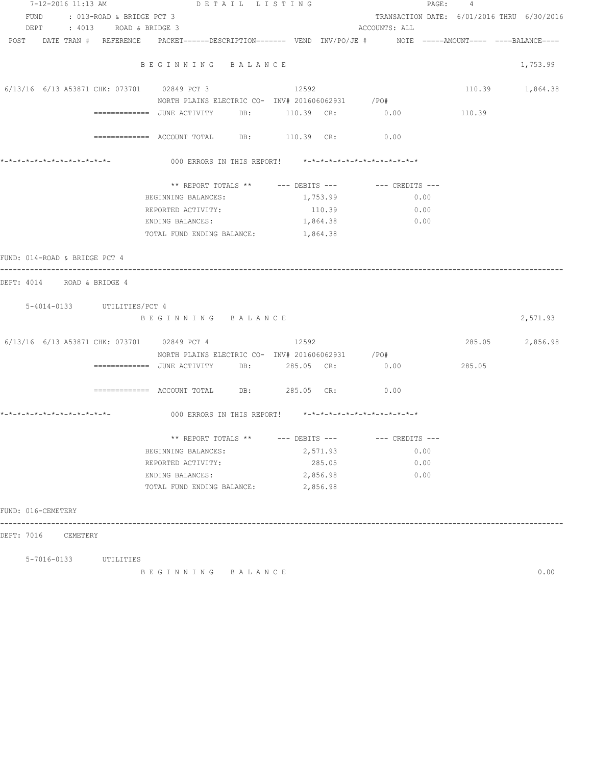7-12-2016 11:13 AM DETAIL LISTING

FUND : 013-ROAD & BRIDGE PCT 3 TRANSACTION DATE: 6/01/2016 THRU 6/30/2016
DEPT : 4013 ROAD & BRIDGE 3 ACCOUNTS: ALL

```
POST    DATE TRAN #  REFERENCE    PACKET======DESCRIPTION======= VEND  INV/PO/JE #      NOTE =====AMOUNT==== ====BALANCE====

                        B E G I N N I N G   B A L A N C E                                                        1,753.99

 6/13/16  6/13 A53871 CHK: 073701    02849 PCT 3                  12592                                  110.39       1,864.38
                        NORTH PLAINS ELECTRIC CO-  INV# 201606062931     /PO#
                 ============= JUNE ACTIVITY     DB:       110.39  CR:           0.00             110.39

                 ============= ACCOUNT TOTAL     DB:       110.39  CR:           0.00

*-*-*-*-*-*-*-*-*-*-*-*-*-          000 ERRORS IN THIS REPORT!    *-*-*-*-*-*-*-*-*-*-*-*-*-*

                        ** REPORT TOTALS **       --- DEBITS ---          --- CREDITS ---
                        BEGINNING BALANCES:               1,753.99                  0.00
                        REPORTED ACTIVITY:                  110.39                  0.00
                        ENDING BALANCES:                  1,864.38                  0.00
                        TOTAL FUND ENDING BALANCE:        1,864.38
```

FUND: 014-ROAD & BRIDGE PCT 4

DEPT: 4014 ROAD & BRIDGE 4

```
    5-4014-0133       UTILITIES/PCT 4
                        B E G I N N I N G   B A L A N C E                                                        2,571.93

 6/13/16  6/13 A53871 CHK: 073701    02849 PCT 4                  12592                                  285.05       2,856.98
                        NORTH PLAINS ELECTRIC CO-  INV# 201606062931     /PO#
                 ============= JUNE ACTIVITY     DB:       285.05  CR:           0.00             285.05

                 ============= ACCOUNT TOTAL     DB:       285.05  CR:           0.00

*-*-*-*-*-*-*-*-*-*-*-*-*-          000 ERRORS IN THIS REPORT!    *-*-*-*-*-*-*-*-*-*-*-*-*-*

                        ** REPORT TOTALS **       --- DEBITS ---          --- CREDITS ---
                        BEGINNING BALANCES:               2,571.93                  0.00
                        REPORTED ACTIVITY:                  285.05                  0.00
                        ENDING BALANCES:                  2,856.98                  0.00
                        TOTAL FUND ENDING BALANCE:        2,856.98
```

FUND: 016-CEMETERY

DEPT: 7016 CEMETERY

```
    5-7016-0133       UTILITIES
                        B E G I N N I N G   B A L A N C E                                                            0.00
```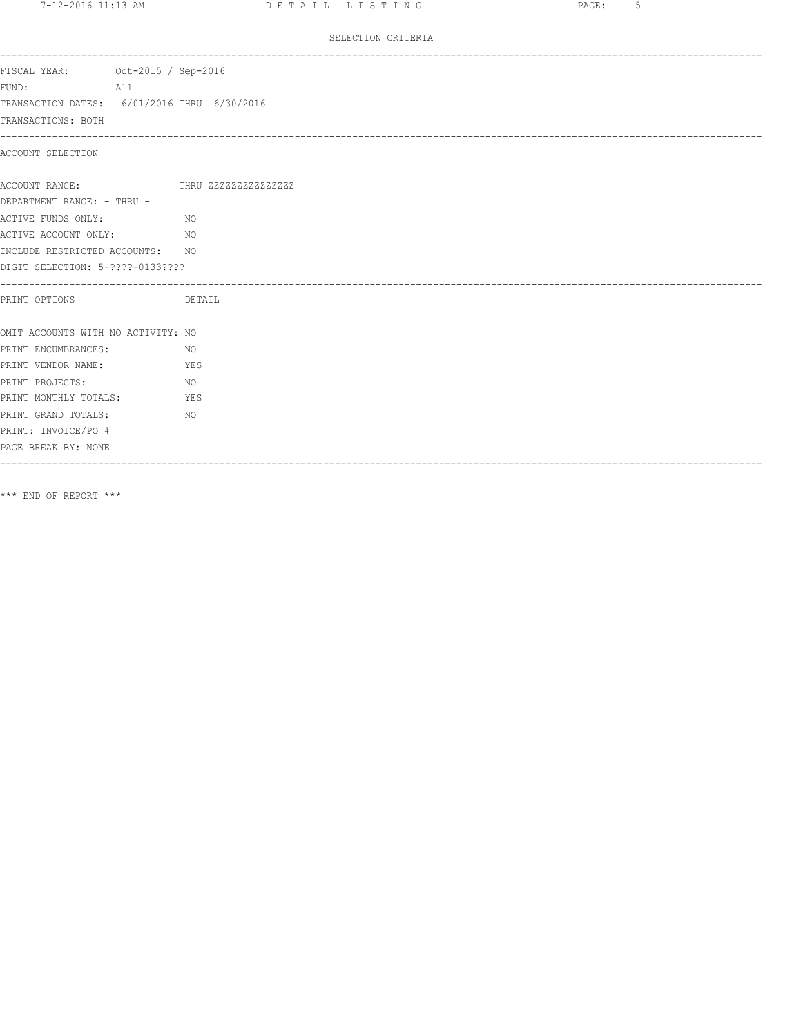## SELECTION CRITERIA

---

FISCAL YEAR: Oct-2015 / Sep-2016

FUND: All

TRANSACTION DATES: 6/01/2016 THRU 6/30/2016

TRANSACTIONS: BOTH

---

ACCOUNT SELECTION

ACCOUNT RANGE: THRU ZZZZZZZZZZZZZZZ

DEPARTMENT RANGE: - THRU -

ACTIVE FUNDS ONLY: NO

ACTIVE ACCOUNT ONLY: NO

INCLUDE RESTRICTED ACCOUNTS: NO

DIGIT SELECTION: 5-????-0133????

---

PRINT OPTIONS DETAIL

OMIT ACCOUNTS WITH NO ACTIVITY: NO

PRINT ENCUMBRANCES: NO

PRINT VENDOR NAME: YES

PRINT PROJECTS: NO

PRINT MONTHLY TOTALS: YES

PRINT GRAND TOTALS: NO

PRINT: INVOICE/PO #

PAGE BREAK BY: NONE

---

*** END OF REPORT ***